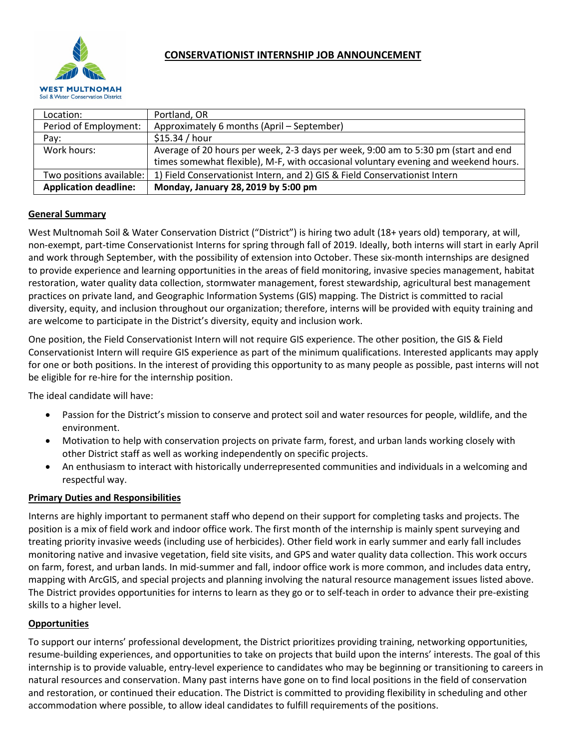# CONSERVATIONIST INTERNSHIP JOB ANNOUNCEMENT

WEST MULTNOMAH
Soil & Water Conservation District

| | |
|---|---|
| Location: | Portland, OR |
| Period of Employment: | Approximately 6 months (April – September) |
| Pay: | $15.34 / hour |
| Work hours: | Average of 20 hours per week, 2-3 days per week, 9:00 am to 5:30 pm (start and end times somewhat flexible), M-F, with occasional voluntary evening and weekend hours. |
| Two positions available: | 1) Field Conservationist Intern, and 2) GIS & Field Conservationist Intern |
| **Application deadline:** | **Monday, January 28, 2019 by 5:00 pm** |

## General Summary

West Multnomah Soil & Water Conservation District ("District") is hiring two adult (18+ years old) temporary, at will, non-exempt, part-time Conservationist Interns for spring through fall of 2019. Ideally, both interns will start in early April and work through September, with the possibility of extension into October. These six-month internships are designed to provide experience and learning opportunities in the areas of field monitoring, invasive species management, habitat restoration, water quality data collection, stormwater management, forest stewardship, agricultural best management practices on private land, and Geographic Information Systems (GIS) mapping. The District is committed to racial diversity, equity, and inclusion throughout our organization; therefore, interns will be provided with equity training and are welcome to participate in the District's diversity, equity and inclusion work.

One position, the Field Conservationist Intern will not require GIS experience. The other position, the GIS & Field Conservationist Intern will require GIS experience as part of the minimum qualifications. Interested applicants may apply for one or both positions. In the interest of providing this opportunity to as many people as possible, past interns will not be eligible for re-hire for the internship position.

The ideal candidate will have:

- Passion for the District's mission to conserve and protect soil and water resources for people, wildlife, and the environment.
- Motivation to help with conservation projects on private farm, forest, and urban lands working closely with other District staff as well as working independently on specific projects.
- An enthusiasm to interact with historically underrepresented communities and individuals in a welcoming and respectful way.

## Primary Duties and Responsibilities

Interns are highly important to permanent staff who depend on their support for completing tasks and projects. The position is a mix of field work and indoor office work. The first month of the internship is mainly spent surveying and treating priority invasive weeds (including use of herbicides). Other field work in early summer and early fall includes monitoring native and invasive vegetation, field site visits, and GPS and water quality data collection. This work occurs on farm, forest, and urban lands. In mid-summer and fall, indoor office work is more common, and includes data entry, mapping with ArcGIS, and special projects and planning involving the natural resource management issues listed above. The District provides opportunities for interns to learn as they go or to self-teach in order to advance their pre-existing skills to a higher level.

## Opportunities

To support our interns' professional development, the District prioritizes providing training, networking opportunities, resume-building experiences, and opportunities to take on projects that build upon the interns' interests. The goal of this internship is to provide valuable, entry-level experience to candidates who may be beginning or transitioning to careers in natural resources and conservation. Many past interns have gone on to find local positions in the field of conservation and restoration, or continued their education. The District is committed to providing flexibility in scheduling and other accommodation where possible, to allow ideal candidates to fulfill requirements of the positions.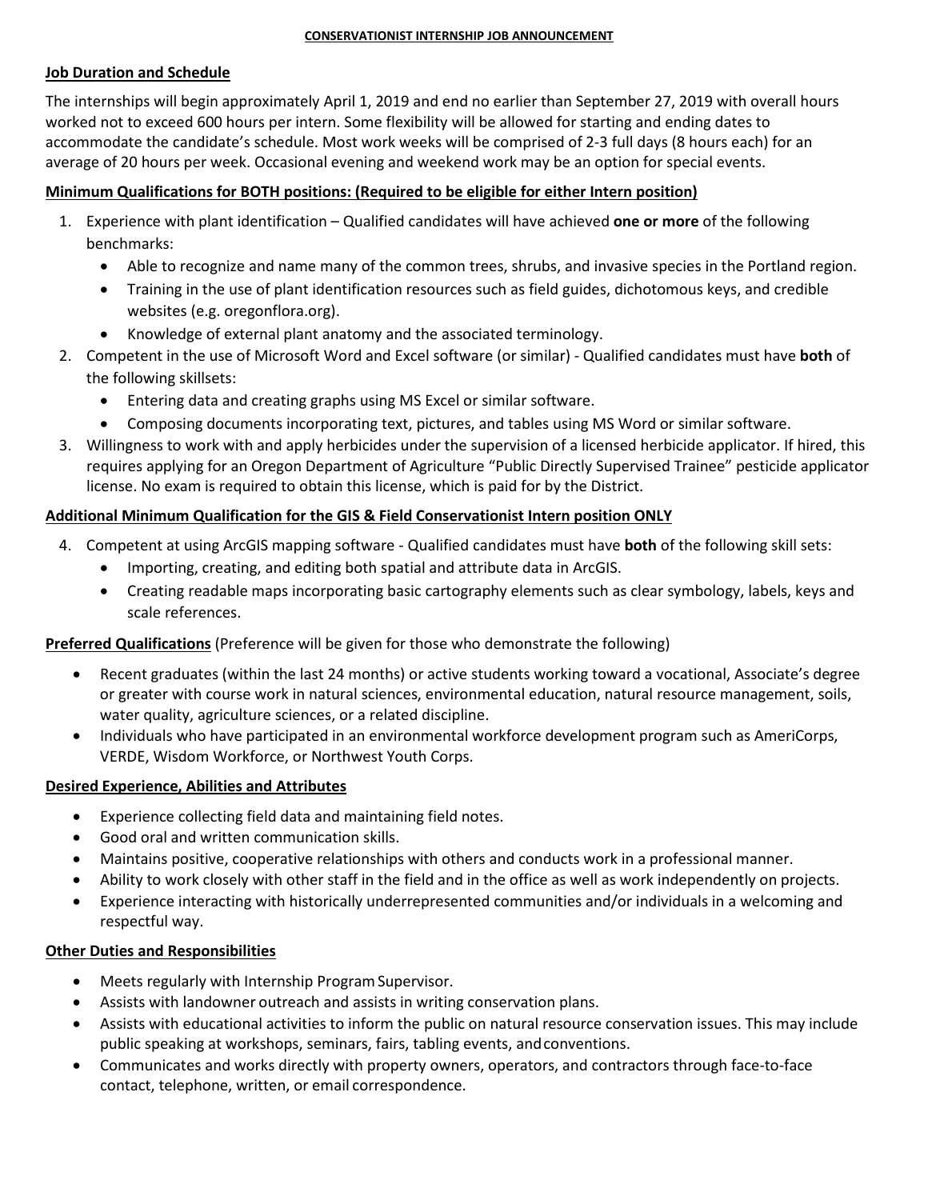**CONSERVATIONIST INTERNSHIP JOB ANNOUNCEMENT**

## Job Duration and Schedule

The internships will begin approximately April 1, 2019 and end no earlier than September 27, 2019 with overall hours worked not to exceed 600 hours per intern. Some flexibility will be allowed for starting and ending dates to accommodate the candidate's schedule. Most work weeks will be comprised of 2-3 full days (8 hours each) for an average of 20 hours per week. Occasional evening and weekend work may be an option for special events.

## Minimum Qualifications for BOTH positions: (Required to be eligible for either Intern position)

1. Experience with plant identification – Qualified candidates will have achieved **one or more** of the following benchmarks:
   - Able to recognize and name many of the common trees, shrubs, and invasive species in the Portland region.
   - Training in the use of plant identification resources such as field guides, dichotomous keys, and credible websites (e.g. oregonflora.org).
   - Knowledge of external plant anatomy and the associated terminology.
2. Competent in the use of Microsoft Word and Excel software (or similar) - Qualified candidates must have **both** of the following skillsets:
   - Entering data and creating graphs using MS Excel or similar software.
   - Composing documents incorporating text, pictures, and tables using MS Word or similar software.
3. Willingness to work with and apply herbicides under the supervision of a licensed herbicide applicator. If hired, this requires applying for an Oregon Department of Agriculture "Public Directly Supervised Trainee" pesticide applicator license. No exam is required to obtain this license, which is paid for by the District.

## Additional Minimum Qualification for the GIS & Field Conservationist Intern position ONLY

4. Competent at using ArcGIS mapping software - Qualified candidates must have **both** of the following skill sets:
   - Importing, creating, and editing both spatial and attribute data in ArcGIS.
   - Creating readable maps incorporating basic cartography elements such as clear symbology, labels, keys and scale references.

## Preferred Qualifications

(Preference will be given for those who demonstrate the following)

- Recent graduates (within the last 24 months) or active students working toward a vocational, Associate's degree or greater with course work in natural sciences, environmental education, natural resource management, soils, water quality, agriculture sciences, or a related discipline.
- Individuals who have participated in an environmental workforce development program such as AmeriCorps, VERDE, Wisdom Workforce, or Northwest Youth Corps.

## Desired Experience, Abilities and Attributes

- Experience collecting field data and maintaining field notes.
- Good oral and written communication skills.
- Maintains positive, cooperative relationships with others and conducts work in a professional manner.
- Ability to work closely with other staff in the field and in the office as well as work independently on projects.
- Experience interacting with historically underrepresented communities and/or individuals in a welcoming and respectful way.

## Other Duties and Responsibilities

- Meets regularly with Internship Program Supervisor.
- Assists with landowner outreach and assists in writing conservation plans.
- Assists with educational activities to inform the public on natural resource conservation issues. This may include public speaking at workshops, seminars, fairs, tabling events, and conventions.
- Communicates and works directly with property owners, operators, and contractors through face-to-face contact, telephone, written, or email correspondence.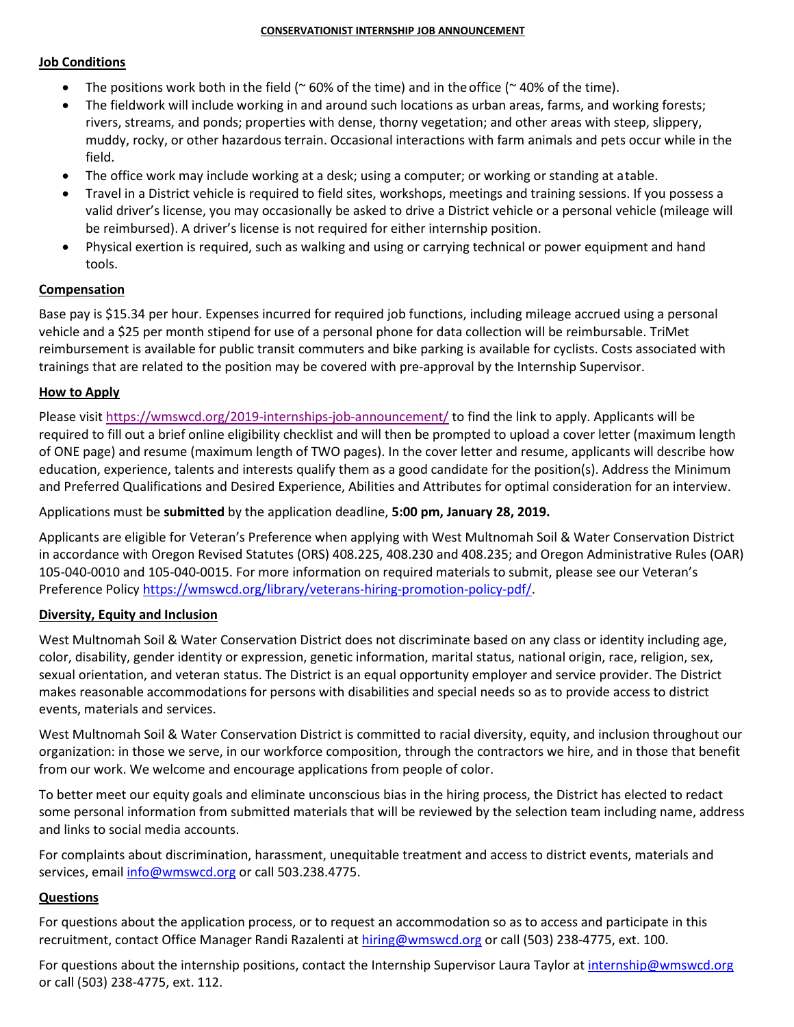**CONSERVATIONIST INTERNSHIP JOB ANNOUNCEMENT**

## Job Conditions

- The positions work both in the field (~ 60% of the time) and in the office (~ 40% of the time).
- The fieldwork will include working in and around such locations as urban areas, farms, and working forests; rivers, streams, and ponds; properties with dense, thorny vegetation; and other areas with steep, slippery, muddy, rocky, or other hazardous terrain. Occasional interactions with farm animals and pets occur while in the field.
- The office work may include working at a desk; using a computer; or working or standing at a table.
- Travel in a District vehicle is required to field sites, workshops, meetings and training sessions. If you possess a valid driver's license, you may occasionally be asked to drive a District vehicle or a personal vehicle (mileage will be reimbursed). A driver's license is not required for either internship position.
- Physical exertion is required, such as walking and using or carrying technical or power equipment and hand tools.

## Compensation

Base pay is $15.34 per hour. Expenses incurred for required job functions, including mileage accrued using a personal vehicle and a $25 per month stipend for use of a personal phone for data collection will be reimbursable. TriMet reimbursement is available for public transit commuters and bike parking is available for cyclists. Costs associated with trainings that are related to the position may be covered with pre-approval by the Internship Supervisor.

## How to Apply

Please visit https://wmswcd.org/2019-internships-job-announcement/ to find the link to apply. Applicants will be required to fill out a brief online eligibility checklist and will then be prompted to upload a cover letter (maximum length of ONE page) and resume (maximum length of TWO pages). In the cover letter and resume, applicants will describe how education, experience, talents and interests qualify them as a good candidate for the position(s). Address the Minimum and Preferred Qualifications and Desired Experience, Abilities and Attributes for optimal consideration for an interview.

Applications must be **submitted** by the application deadline, **5:00 pm, January 28, 2019.**

Applicants are eligible for Veteran's Preference when applying with West Multnomah Soil & Water Conservation District in accordance with Oregon Revised Statutes (ORS) 408.225, 408.230 and 408.235; and Oregon Administrative Rules (OAR) 105-040-0010 and 105-040-0015. For more information on required materials to submit, please see our Veteran's Preference Policy https://wmswcd.org/library/veterans-hiring-promotion-policy-pdf/.

## Diversity, Equity and Inclusion

West Multnomah Soil & Water Conservation District does not discriminate based on any class or identity including age, color, disability, gender identity or expression, genetic information, marital status, national origin, race, religion, sex, sexual orientation, and veteran status. The District is an equal opportunity employer and service provider. The District makes reasonable accommodations for persons with disabilities and special needs so as to provide access to district events, materials and services.

West Multnomah Soil & Water Conservation District is committed to racial diversity, equity, and inclusion throughout our organization: in those we serve, in our workforce composition, through the contractors we hire, and in those that benefit from our work. We welcome and encourage applications from people of color.

To better meet our equity goals and eliminate unconscious bias in the hiring process, the District has elected to redact some personal information from submitted materials that will be reviewed by the selection team including name, address and links to social media accounts.

For complaints about discrimination, harassment, unequitable treatment and access to district events, materials and services, email info@wmswcd.org or call 503.238.4775.

## Questions

For questions about the application process, or to request an accommodation so as to access and participate in this recruitment, contact Office Manager Randi Razalenti at hiring@wmswcd.org or call (503) 238-4775, ext. 100.

For questions about the internship positions, contact the Internship Supervisor Laura Taylor at internship@wmswcd.org or call (503) 238-4775, ext. 112.